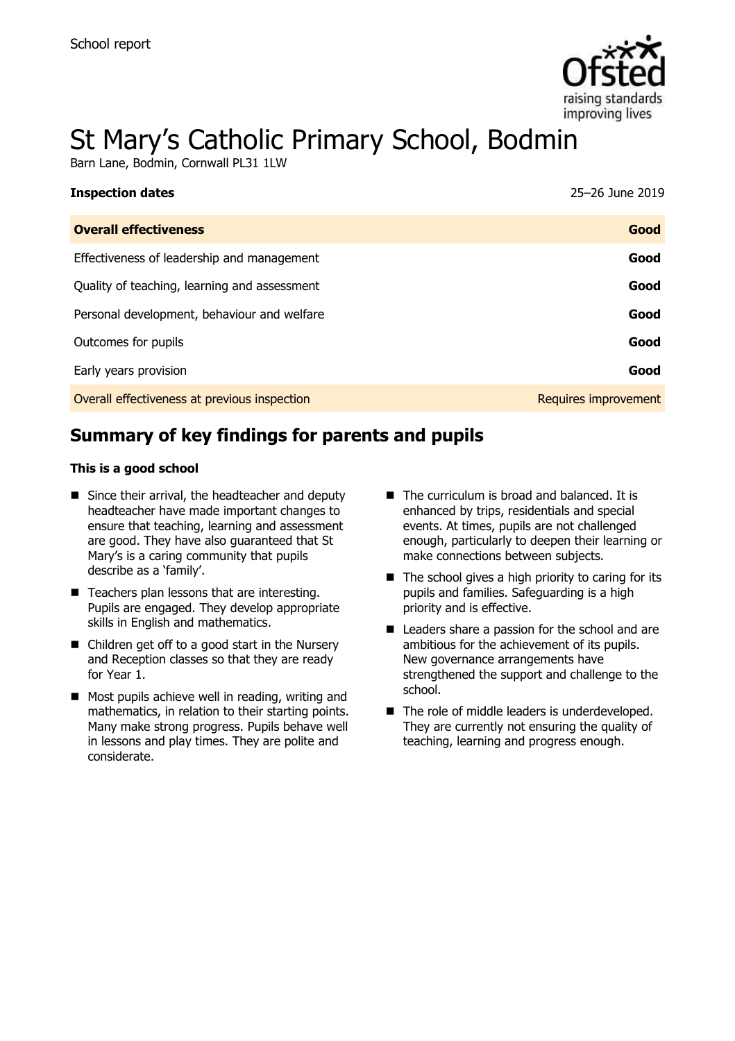School report

# St Mary's Catholic Primary School, Bodmin

Barn Lane, Bodmin, Cornwall PL31 1LW

| | |
|---|---|
| **Inspection dates** | 25–26 June 2019 |
| **Overall effectiveness** | **Good** |
| Effectiveness of leadership and management | **Good** |
| Quality of teaching, learning and assessment | **Good** |
| Personal development, behaviour and welfare | **Good** |
| Outcomes for pupils | **Good** |
| Early years provision | **Good** |
| Overall effectiveness at previous inspection | Requires improvement |

## Summary of key findings for parents and pupils

**This is a good school**

- Since their arrival, the headteacher and deputy headteacher have made important changes to ensure that teaching, learning and assessment are good. They have also guaranteed that St Mary's is a caring community that pupils describe as a 'family'.
- Teachers plan lessons that are interesting. Pupils are engaged. They develop appropriate skills in English and mathematics.
- Children get off to a good start in the Nursery and Reception classes so that they are ready for Year 1.
- Most pupils achieve well in reading, writing and mathematics, in relation to their starting points. Many make strong progress. Pupils behave well in lessons and play times. They are polite and considerate.
- The curriculum is broad and balanced. It is enhanced by trips, residentials and special events. At times, pupils are not challenged enough, particularly to deepen their learning or make connections between subjects.
- The school gives a high priority to caring for its pupils and families. Safeguarding is a high priority and is effective.
- Leaders share a passion for the school and are ambitious for the achievement of its pupils. New governance arrangements have strengthened the support and challenge to the school.
- The role of middle leaders is underdeveloped. They are currently not ensuring the quality of teaching, learning and progress enough.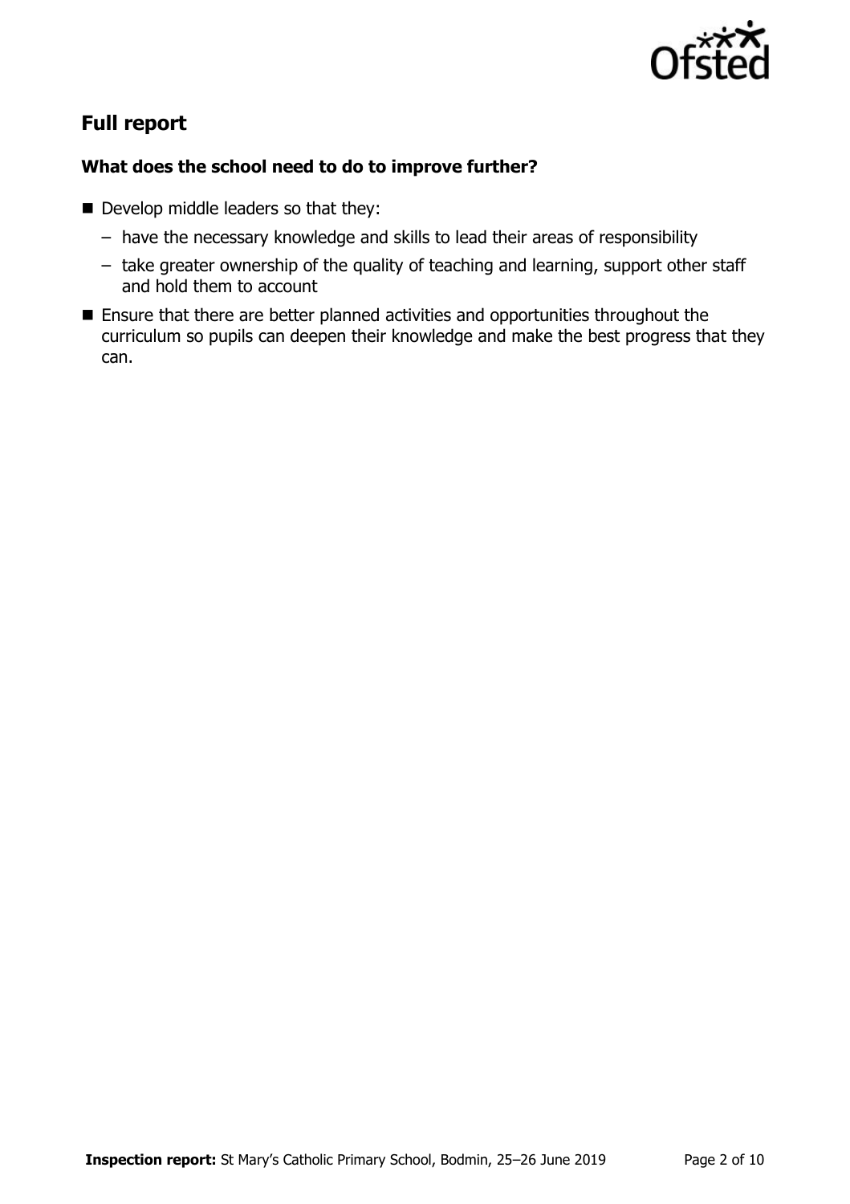## Full report

### What does the school need to do to improve further?

- Develop middle leaders so that they:
  - have the necessary knowledge and skills to lead their areas of responsibility
  - take greater ownership of the quality of teaching and learning, support other staff and hold them to account
- Ensure that there are better planned activities and opportunities throughout the curriculum so pupils can deepen their knowledge and make the best progress that they can.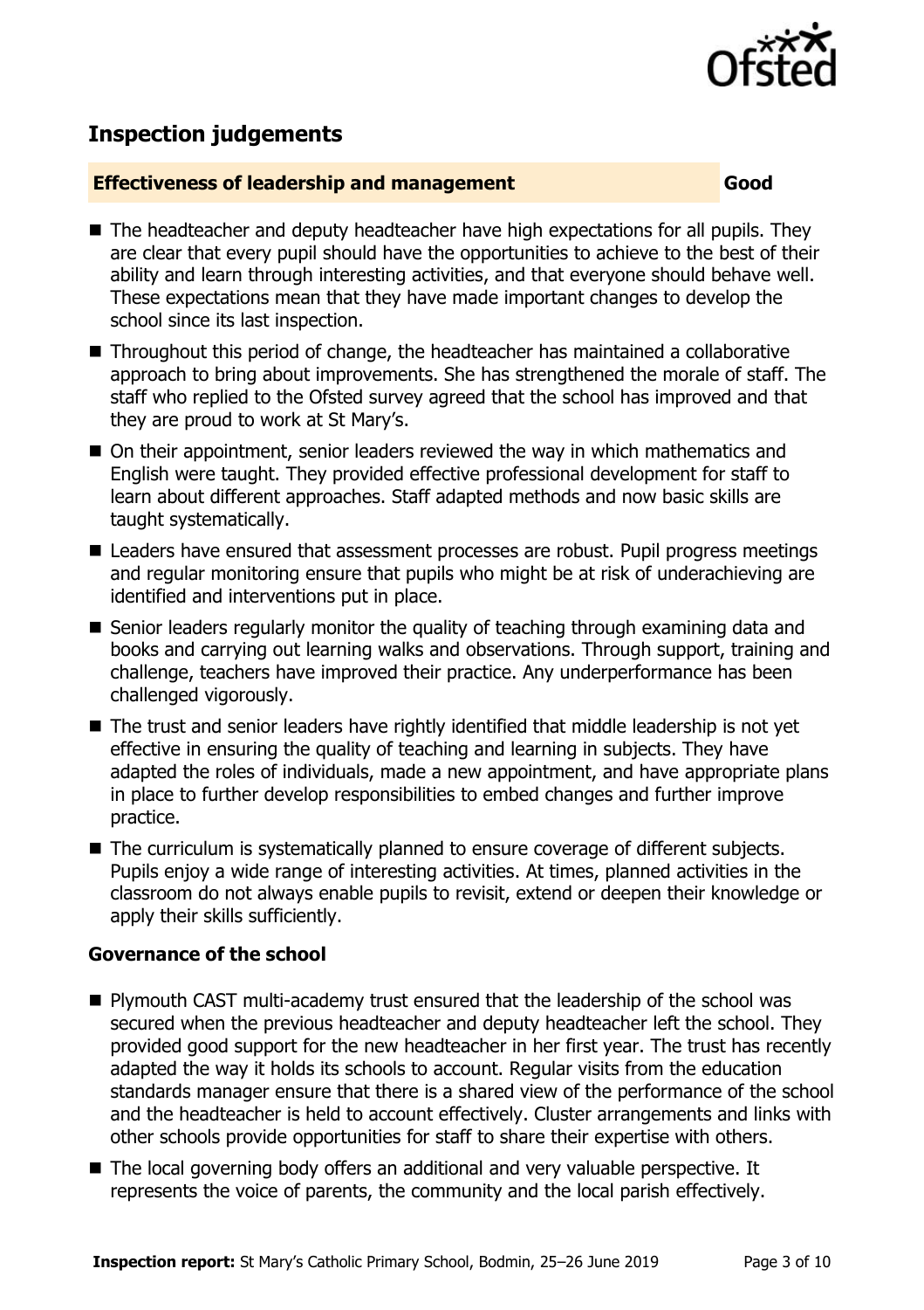## Inspection judgements

**Effectiveness of leadership and management** **Good**

- The headteacher and deputy headteacher have high expectations for all pupils. They are clear that every pupil should have the opportunities to achieve to the best of their ability and learn through interesting activities, and that everyone should behave well. These expectations mean that they have made important changes to develop the school since its last inspection.
- Throughout this period of change, the headteacher has maintained a collaborative approach to bring about improvements. She has strengthened the morale of staff. The staff who replied to the Ofsted survey agreed that the school has improved and that they are proud to work at St Mary's.
- On their appointment, senior leaders reviewed the way in which mathematics and English were taught. They provided effective professional development for staff to learn about different approaches. Staff adapted methods and now basic skills are taught systematically.
- Leaders have ensured that assessment processes are robust. Pupil progress meetings and regular monitoring ensure that pupils who might be at risk of underachieving are identified and interventions put in place.
- Senior leaders regularly monitor the quality of teaching through examining data and books and carrying out learning walks and observations. Through support, training and challenge, teachers have improved their practice. Any underperformance has been challenged vigorously.
- The trust and senior leaders have rightly identified that middle leadership is not yet effective in ensuring the quality of teaching and learning in subjects. They have adapted the roles of individuals, made a new appointment, and have appropriate plans in place to further develop responsibilities to embed changes and further improve practice.
- The curriculum is systematically planned to ensure coverage of different subjects. Pupils enjoy a wide range of interesting activities. At times, planned activities in the classroom do not always enable pupils to revisit, extend or deepen their knowledge or apply their skills sufficiently.

### Governance of the school

- Plymouth CAST multi-academy trust ensured that the leadership of the school was secured when the previous headteacher and deputy headteacher left the school. They provided good support for the new headteacher in her first year. The trust has recently adapted the way it holds its schools to account. Regular visits from the education standards manager ensure that there is a shared view of the performance of the school and the headteacher is held to account effectively. Cluster arrangements and links with other schools provide opportunities for staff to share their expertise with others.
- The local governing body offers an additional and very valuable perspective. It represents the voice of parents, the community and the local parish effectively.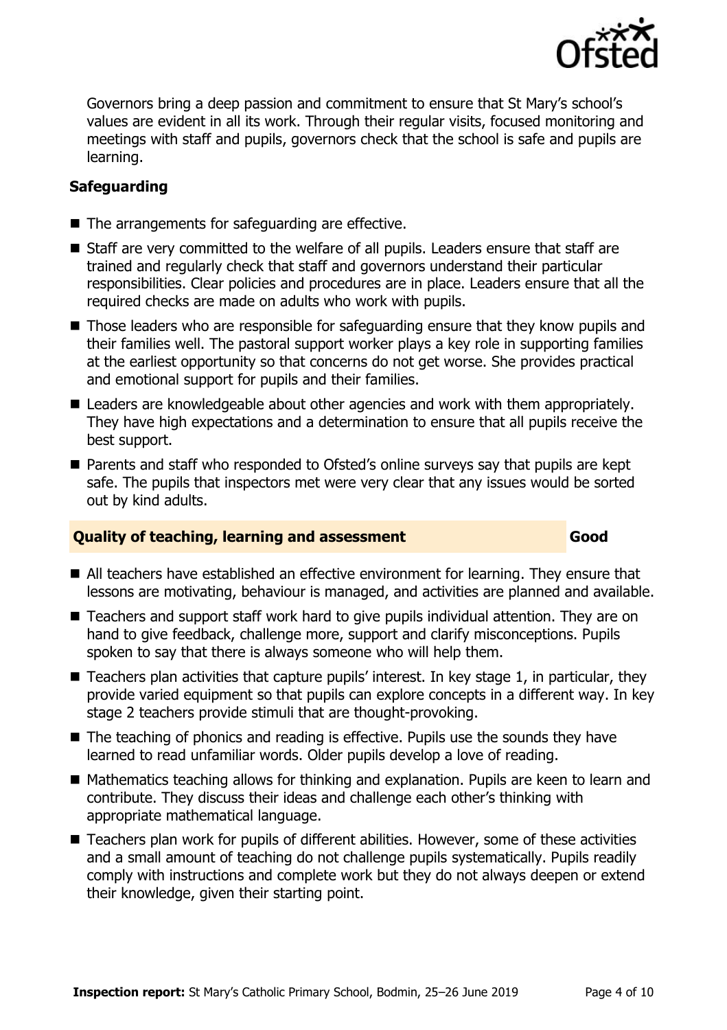Governors bring a deep passion and commitment to ensure that St Mary's school's values are evident in all its work. Through their regular visits, focused monitoring and meetings with staff and pupils, governors check that the school is safe and pupils are learning.

### Safeguarding

- The arrangements for safeguarding are effective.
- Staff are very committed to the welfare of all pupils. Leaders ensure that staff are trained and regularly check that staff and governors understand their particular responsibilities. Clear policies and procedures are in place. Leaders ensure that all the required checks are made on adults who work with pupils.
- Those leaders who are responsible for safeguarding ensure that they know pupils and their families well. The pastoral support worker plays a key role in supporting families at the earliest opportunity so that concerns do not get worse. She provides practical and emotional support for pupils and their families.
- Leaders are knowledgeable about other agencies and work with them appropriately. They have high expectations and a determination to ensure that all pupils receive the best support.
- Parents and staff who responded to Ofsted's online surveys say that pupils are kept safe. The pupils that inspectors met were very clear that any issues would be sorted out by kind adults.

### Quality of teaching, learning and assessment — Good

- All teachers have established an effective environment for learning. They ensure that lessons are motivating, behaviour is managed, and activities are planned and available.
- Teachers and support staff work hard to give pupils individual attention. They are on hand to give feedback, challenge more, support and clarify misconceptions. Pupils spoken to say that there is always someone who will help them.
- Teachers plan activities that capture pupils' interest. In key stage 1, in particular, they provide varied equipment so that pupils can explore concepts in a different way. In key stage 2 teachers provide stimuli that are thought-provoking.
- The teaching of phonics and reading is effective. Pupils use the sounds they have learned to read unfamiliar words. Older pupils develop a love of reading.
- Mathematics teaching allows for thinking and explanation. Pupils are keen to learn and contribute. They discuss their ideas and challenge each other's thinking with appropriate mathematical language.
- Teachers plan work for pupils of different abilities. However, some of these activities and a small amount of teaching do not challenge pupils systematically. Pupils readily comply with instructions and complete work but they do not always deepen or extend their knowledge, given their starting point.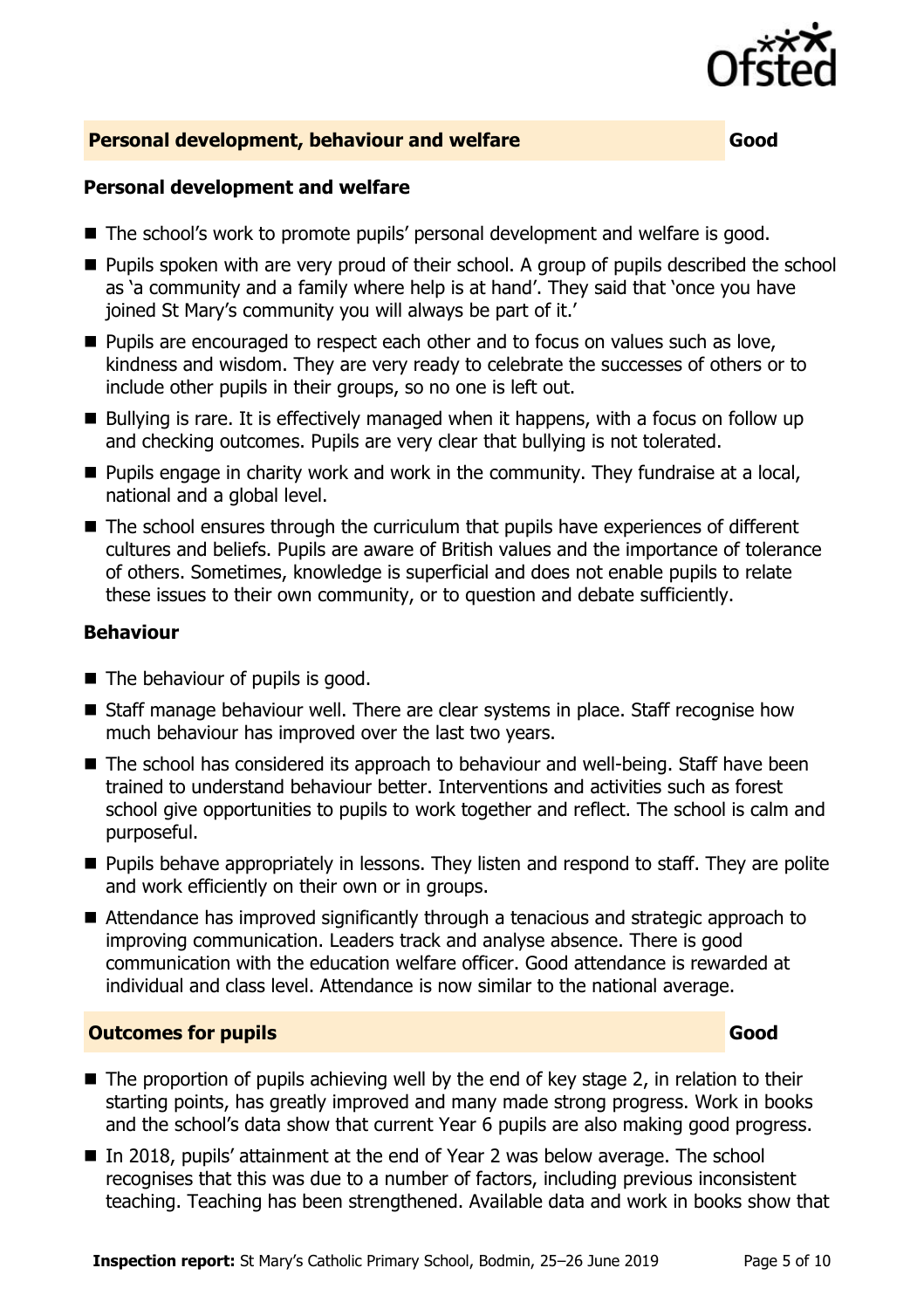## Personal development, behaviour and welfare — Good

### Personal development and welfare

- The school's work to promote pupils' personal development and welfare is good.
- Pupils spoken with are very proud of their school. A group of pupils described the school as 'a community and a family where help is at hand'. They said that 'once you have joined St Mary's community you will always be part of it.'
- Pupils are encouraged to respect each other and to focus on values such as love, kindness and wisdom. They are very ready to celebrate the successes of others or to include other pupils in their groups, so no one is left out.
- Bullying is rare. It is effectively managed when it happens, with a focus on follow up and checking outcomes. Pupils are very clear that bullying is not tolerated.
- Pupils engage in charity work and work in the community. They fundraise at a local, national and a global level.
- The school ensures through the curriculum that pupils have experiences of different cultures and beliefs. Pupils are aware of British values and the importance of tolerance of others. Sometimes, knowledge is superficial and does not enable pupils to relate these issues to their own community, or to question and debate sufficiently.

### Behaviour

- The behaviour of pupils is good.
- Staff manage behaviour well. There are clear systems in place. Staff recognise how much behaviour has improved over the last two years.
- The school has considered its approach to behaviour and well-being. Staff have been trained to understand behaviour better. Interventions and activities such as forest school give opportunities to pupils to work together and reflect. The school is calm and purposeful.
- Pupils behave appropriately in lessons. They listen and respond to staff. They are polite and work efficiently on their own or in groups.
- Attendance has improved significantly through a tenacious and strategic approach to improving communication. Leaders track and analyse absence. There is good communication with the education welfare officer. Good attendance is rewarded at individual and class level. Attendance is now similar to the national average.

## Outcomes for pupils — Good

- The proportion of pupils achieving well by the end of key stage 2, in relation to their starting points, has greatly improved and many made strong progress. Work in books and the school's data show that current Year 6 pupils are also making good progress.
- In 2018, pupils' attainment at the end of Year 2 was below average. The school recognises that this was due to a number of factors, including previous inconsistent teaching. Teaching has been strengthened. Available data and work in books show that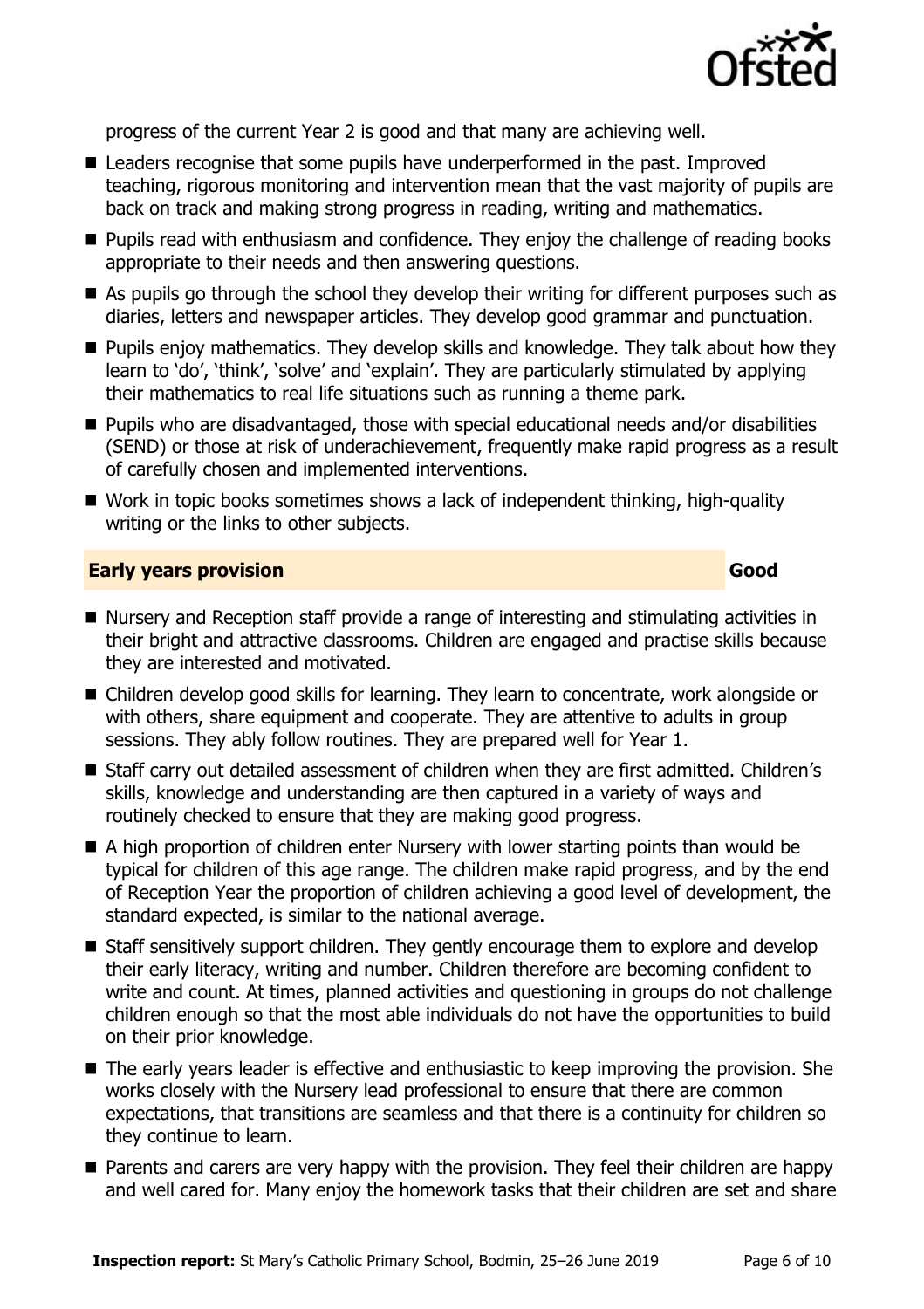progress of the current Year 2 is good and that many are achieving well.

- Leaders recognise that some pupils have underperformed in the past. Improved teaching, rigorous monitoring and intervention mean that the vast majority of pupils are back on track and making strong progress in reading, writing and mathematics.
- Pupils read with enthusiasm and confidence. They enjoy the challenge of reading books appropriate to their needs and then answering questions.
- As pupils go through the school they develop their writing for different purposes such as diaries, letters and newspaper articles. They develop good grammar and punctuation.
- Pupils enjoy mathematics. They develop skills and knowledge. They talk about how they learn to 'do', 'think', 'solve' and 'explain'. They are particularly stimulated by applying their mathematics to real life situations such as running a theme park.
- Pupils who are disadvantaged, those with special educational needs and/or disabilities (SEND) or those at risk of underachievement, frequently make rapid progress as a result of carefully chosen and implemented interventions.
- Work in topic books sometimes shows a lack of independent thinking, high-quality writing or the links to other subjects.

## Early years provision — Good

- Nursery and Reception staff provide a range of interesting and stimulating activities in their bright and attractive classrooms. Children are engaged and practise skills because they are interested and motivated.
- Children develop good skills for learning. They learn to concentrate, work alongside or with others, share equipment and cooperate. They are attentive to adults in group sessions. They ably follow routines. They are prepared well for Year 1.
- Staff carry out detailed assessment of children when they are first admitted. Children's skills, knowledge and understanding are then captured in a variety of ways and routinely checked to ensure that they are making good progress.
- A high proportion of children enter Nursery with lower starting points than would be typical for children of this age range. The children make rapid progress, and by the end of Reception Year the proportion of children achieving a good level of development, the standard expected, is similar to the national average.
- Staff sensitively support children. They gently encourage them to explore and develop their early literacy, writing and number. Children therefore are becoming confident to write and count. At times, planned activities and questioning in groups do not challenge children enough so that the most able individuals do not have the opportunities to build on their prior knowledge.
- The early years leader is effective and enthusiastic to keep improving the provision. She works closely with the Nursery lead professional to ensure that there are common expectations, that transitions are seamless and that there is a continuity for children so they continue to learn.
- Parents and carers are very happy with the provision. They feel their children are happy and well cared for. Many enjoy the homework tasks that their children are set and share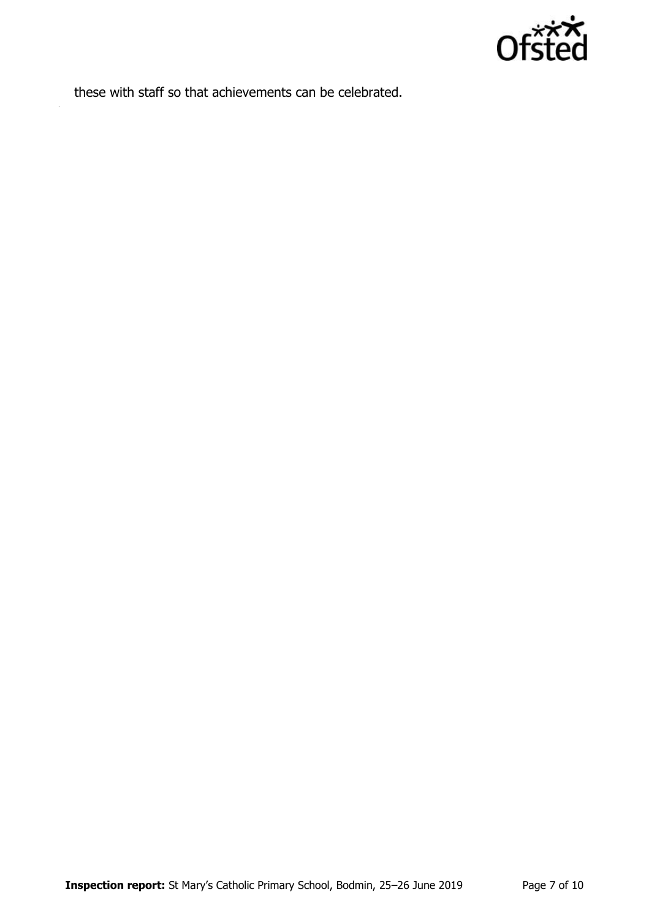these with staff so that achievements can be celebrated.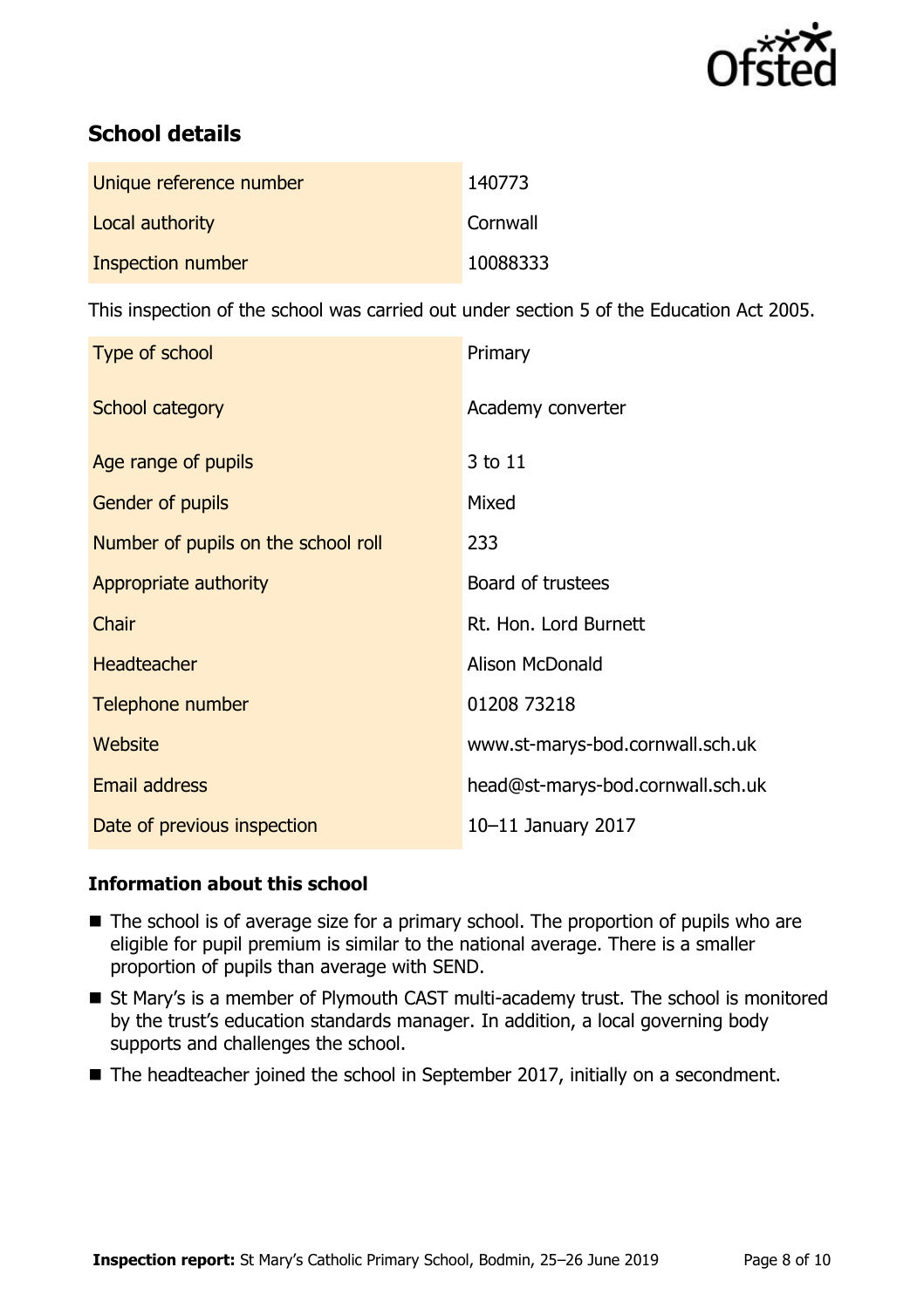## School details

| | |
|---|---|
| Unique reference number | 140773 |
| Local authority | Cornwall |
| Inspection number | 10088333 |

This inspection of the school was carried out under section 5 of the Education Act 2005.

| | |
|---|---|
| Type of school | Primary |
| School category | Academy converter |
| Age range of pupils | 3 to 11 |
| Gender of pupils | Mixed |
| Number of pupils on the school roll | 233 |
| Appropriate authority | Board of trustees |
| Chair | Rt. Hon. Lord Burnett |
| Headteacher | Alison McDonald |
| Telephone number | 01208 73218 |
| Website | www.st-marys-bod.cornwall.sch.uk |
| Email address | head@st-marys-bod.cornwall.sch.uk |
| Date of previous inspection | 10–11 January 2017 |

### Information about this school

- The school is of average size for a primary school. The proportion of pupils who are eligible for pupil premium is similar to the national average. There is a smaller proportion of pupils than average with SEND.
- St Mary's is a member of Plymouth CAST multi-academy trust. The school is monitored by the trust's education standards manager. In addition, a local governing body supports and challenges the school.
- The headteacher joined the school in September 2017, initially on a secondment.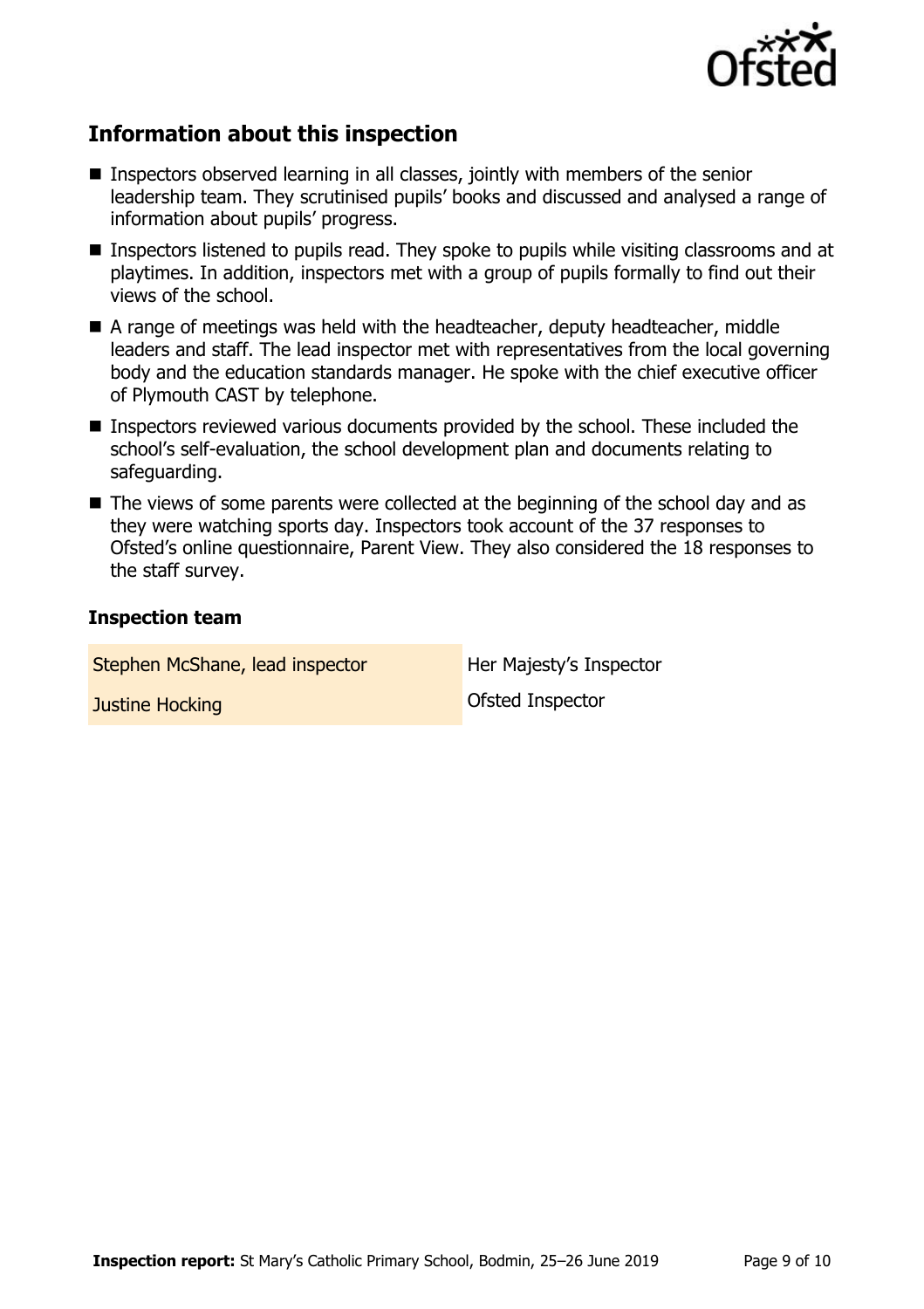## Information about this inspection

- Inspectors observed learning in all classes, jointly with members of the senior leadership team. They scrutinised pupils' books and discussed and analysed a range of information about pupils' progress.
- Inspectors listened to pupils read. They spoke to pupils while visiting classrooms and at playtimes. In addition, inspectors met with a group of pupils formally to find out their views of the school.
- A range of meetings was held with the headteacher, deputy headteacher, middle leaders and staff. The lead inspector met with representatives from the local governing body and the education standards manager. He spoke with the chief executive officer of Plymouth CAST by telephone.
- Inspectors reviewed various documents provided by the school. These included the school's self-evaluation, the school development plan and documents relating to safeguarding.
- The views of some parents were collected at the beginning of the school day and as they were watching sports day. Inspectors took account of the 37 responses to Ofsted's online questionnaire, Parent View. They also considered the 18 responses to the staff survey.

### Inspection team

| | |
|---|---|
| Stephen McShane, lead inspector | Her Majesty's Inspector |
| Justine Hocking | Ofsted Inspector |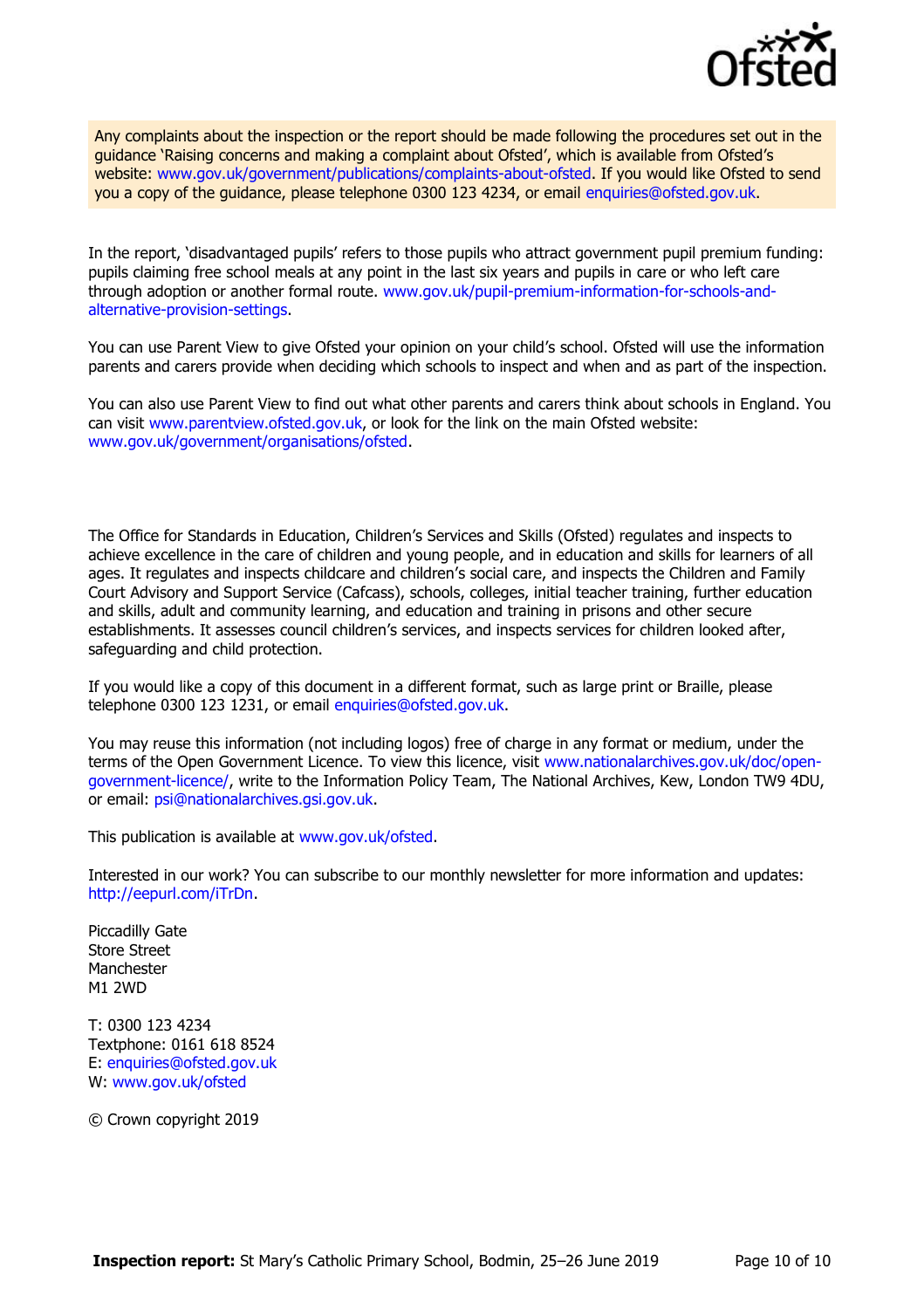Any complaints about the inspection or the report should be made following the procedures set out in the guidance 'Raising concerns and making a complaint about Ofsted', which is available from Ofsted's website: www.gov.uk/government/publications/complaints-about-ofsted. If you would like Ofsted to send you a copy of the guidance, please telephone 0300 123 4234, or email enquiries@ofsted.gov.uk.

In the report, 'disadvantaged pupils' refers to those pupils who attract government pupil premium funding: pupils claiming free school meals at any point in the last six years and pupils in care or who left care through adoption or another formal route. www.gov.uk/pupil-premium-information-for-schools-and-alternative-provision-settings.

You can use Parent View to give Ofsted your opinion on your child's school. Ofsted will use the information parents and carers provide when deciding which schools to inspect and when and as part of the inspection.

You can also use Parent View to find out what other parents and carers think about schools in England. You can visit www.parentview.ofsted.gov.uk, or look for the link on the main Ofsted website: www.gov.uk/government/organisations/ofsted.

The Office for Standards in Education, Children's Services and Skills (Ofsted) regulates and inspects to achieve excellence in the care of children and young people, and in education and skills for learners of all ages. It regulates and inspects childcare and children's social care, and inspects the Children and Family Court Advisory and Support Service (Cafcass), schools, colleges, initial teacher training, further education and skills, adult and community learning, and education and training in prisons and other secure establishments. It assesses council children's services, and inspects services for children looked after, safeguarding and child protection.

If you would like a copy of this document in a different format, such as large print or Braille, please telephone 0300 123 1231, or email enquiries@ofsted.gov.uk.

You may reuse this information (not including logos) free of charge in any format or medium, under the terms of the Open Government Licence. To view this licence, visit www.nationalarchives.gov.uk/doc/open-government-licence/, write to the Information Policy Team, The National Archives, Kew, London TW9 4DU, or email: psi@nationalarchives.gsi.gov.uk.

This publication is available at www.gov.uk/ofsted.

Interested in our work? You can subscribe to our monthly newsletter for more information and updates: http://eepurl.com/iTrDn.

Piccadilly Gate
Store Street
Manchester
M1 2WD

T: 0300 123 4234
Textphone: 0161 618 8524
E: enquiries@ofsted.gov.uk
W: www.gov.uk/ofsted

© Crown copyright 2019